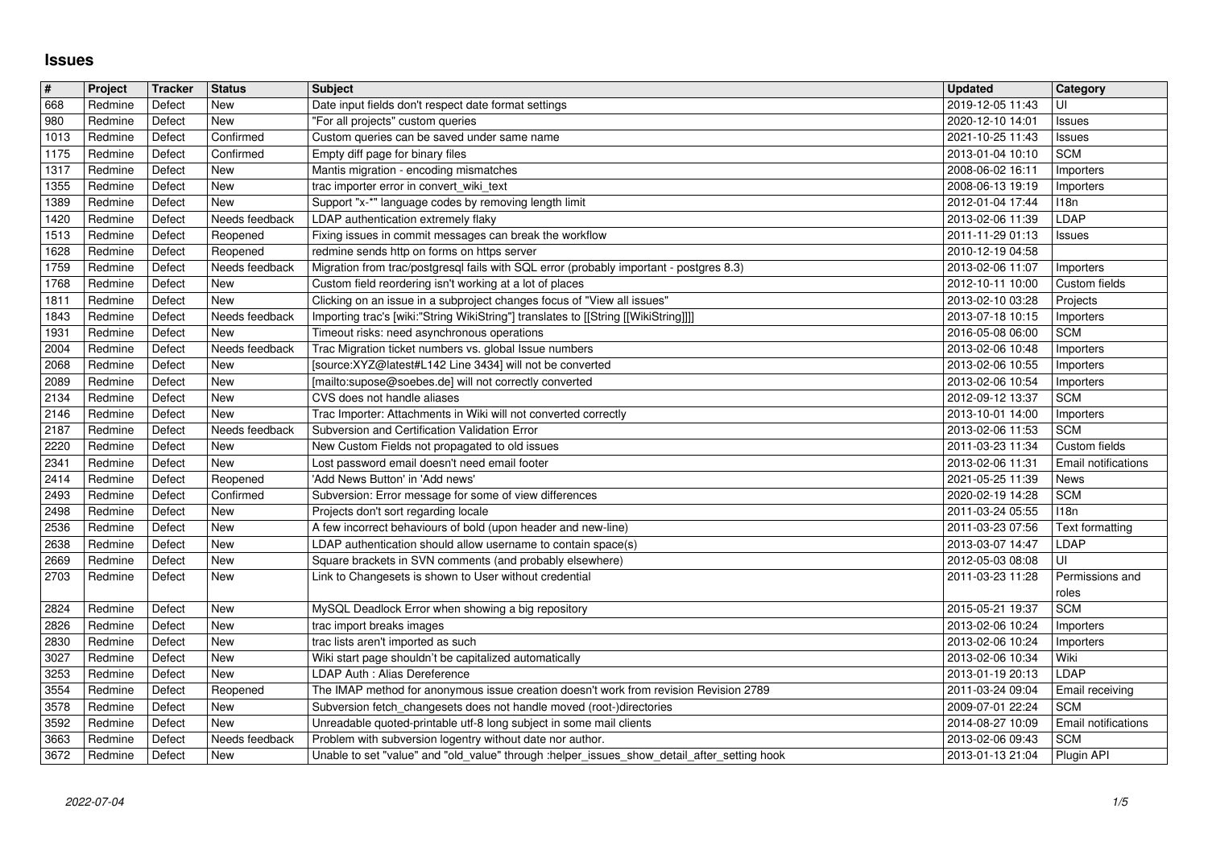# Issues

| # | Project | Tracker | Status | Subject | Updated | Category |
|---|---|---|---|---|---|---|
| 668 | Redmine | Defect | New | Date input fields don't respect date format settings | 2019-12-05 11:43 | UI |
| 980 | Redmine | Defect | New | "For all projects" custom queries | 2020-12-10 14:01 | Issues |
| 1013 | Redmine | Defect | Confirmed | Custom queries can be saved under same name | 2021-10-25 11:43 | Issues |
| 1175 | Redmine | Defect | Confirmed | Empty diff page for binary files | 2013-01-04 10:10 | SCM |
| 1317 | Redmine | Defect | New | Mantis migration - encoding mismatches | 2008-06-02 16:11 | Importers |
| 1355 | Redmine | Defect | New | trac importer error in convert_wiki_text | 2008-06-13 19:19 | Importers |
| 1389 | Redmine | Defect | New | Support "x-*" language codes by removing length limit | 2012-01-04 17:44 | I18n |
| 1420 | Redmine | Defect | Needs feedback | LDAP authentication extremely flaky | 2013-02-06 11:39 | LDAP |
| 1513 | Redmine | Defect | Reopened | Fixing issues in commit messages can break the workflow | 2011-11-29 01:13 | Issues |
| 1628 | Redmine | Defect | Reopened | redmine sends http on forms on https server | 2010-12-19 04:58 | |
| 1759 | Redmine | Defect | Needs feedback | Migration from trac/postgresql fails with SQL error (probably important - postgres 8.3) | 2013-02-06 11:07 | Importers |
| 1768 | Redmine | Defect | New | Custom field reordering isn't working at a lot of places | 2012-10-11 10:00 | Custom fields |
| 1811 | Redmine | Defect | New | Clicking on an issue in a subproject changes focus of "View all issues" | 2013-02-10 03:28 | Projects |
| 1843 | Redmine | Defect | Needs feedback | Importing trac's [wiki:"String WikiString"] translates to [[String [[WikiString]]]] | 2013-07-18 10:15 | Importers |
| 1931 | Redmine | Defect | New | Timeout risks: need asynchronous operations | 2016-05-08 06:00 | SCM |
| 2004 | Redmine | Defect | Needs feedback | Trac Migration ticket numbers vs. global Issue numbers | 2013-02-06 10:48 | Importers |
| 2068 | Redmine | Defect | New | [source:XYZ@latest#L142 Line 3434] will not be converted | 2013-02-06 10:55 | Importers |
| 2089 | Redmine | Defect | New | [mailto:supose@soebes.de] will not correctly converted | 2013-02-06 10:54 | Importers |
| 2134 | Redmine | Defect | New | CVS does not handle aliases | 2012-09-12 13:37 | SCM |
| 2146 | Redmine | Defect | New | Trac Importer: Attachments in Wiki will not converted correctly | 2013-10-01 14:00 | Importers |
| 2187 | Redmine | Defect | Needs feedback | Subversion and Certification Validation Error | 2013-02-06 11:53 | SCM |
| 2220 | Redmine | Defect | New | New Custom Fields not propagated to old issues | 2011-03-23 11:34 | Custom fields |
| 2341 | Redmine | Defect | New | Lost password email doesn't need email footer | 2013-02-06 11:31 | Email notifications |
| 2414 | Redmine | Defect | Reopened | 'Add News Button' in 'Add news' | 2021-05-25 11:39 | News |
| 2493 | Redmine | Defect | Confirmed | Subversion: Error message for some of view differences | 2020-02-19 14:28 | SCM |
| 2498 | Redmine | Defect | New | Projects don't sort regarding locale | 2011-03-24 05:55 | I18n |
| 2536 | Redmine | Defect | New | A few incorrect behaviours of bold (upon header and new-line) | 2011-03-23 07:56 | Text formatting |
| 2638 | Redmine | Defect | New | LDAP authentication should allow username to contain space(s) | 2013-03-07 14:47 | LDAP |
| 2669 | Redmine | Defect | New | Square brackets in SVN comments (and probably elsewhere) | 2012-05-03 08:08 | UI |
| 2703 | Redmine | Defect | New | Link to Changesets is shown to User without credential | 2011-03-23 11:28 | Permissions and roles |
| 2824 | Redmine | Defect | New | MySQL Deadlock Error when showing a big repository | 2015-05-21 19:37 | SCM |
| 2826 | Redmine | Defect | New | trac import breaks images | 2013-02-06 10:24 | Importers |
| 2830 | Redmine | Defect | New | trac lists aren't imported as such | 2013-02-06 10:24 | Importers |
| 3027 | Redmine | Defect | New | Wiki start page shouldn't be capitalized automatically | 2013-02-06 10:34 | Wiki |
| 3253 | Redmine | Defect | New | LDAP Auth : Alias Dereference | 2013-01-19 20:13 | LDAP |
| 3554 | Redmine | Defect | Reopened | The IMAP method for anonymous issue creation doesn't work from revision Revision 2789 | 2011-03-24 09:04 | Email receiving |
| 3578 | Redmine | Defect | New | Subversion fetch_changesets does not handle moved (root-)directories | 2009-07-01 22:24 | SCM |
| 3592 | Redmine | Defect | New | Unreadable quoted-printable utf-8 long subject in some mail clients | 2014-08-27 10:09 | Email notifications |
| 3663 | Redmine | Defect | Needs feedback | Problem with subversion logentry without date nor author. | 2013-02-06 09:43 | SCM |
| 3672 | Redmine | Defect | New | Unable to set "value" and "old_value" through :helper_issues_show_detail_after_setting hook | 2013-01-13 21:04 | Plugin API |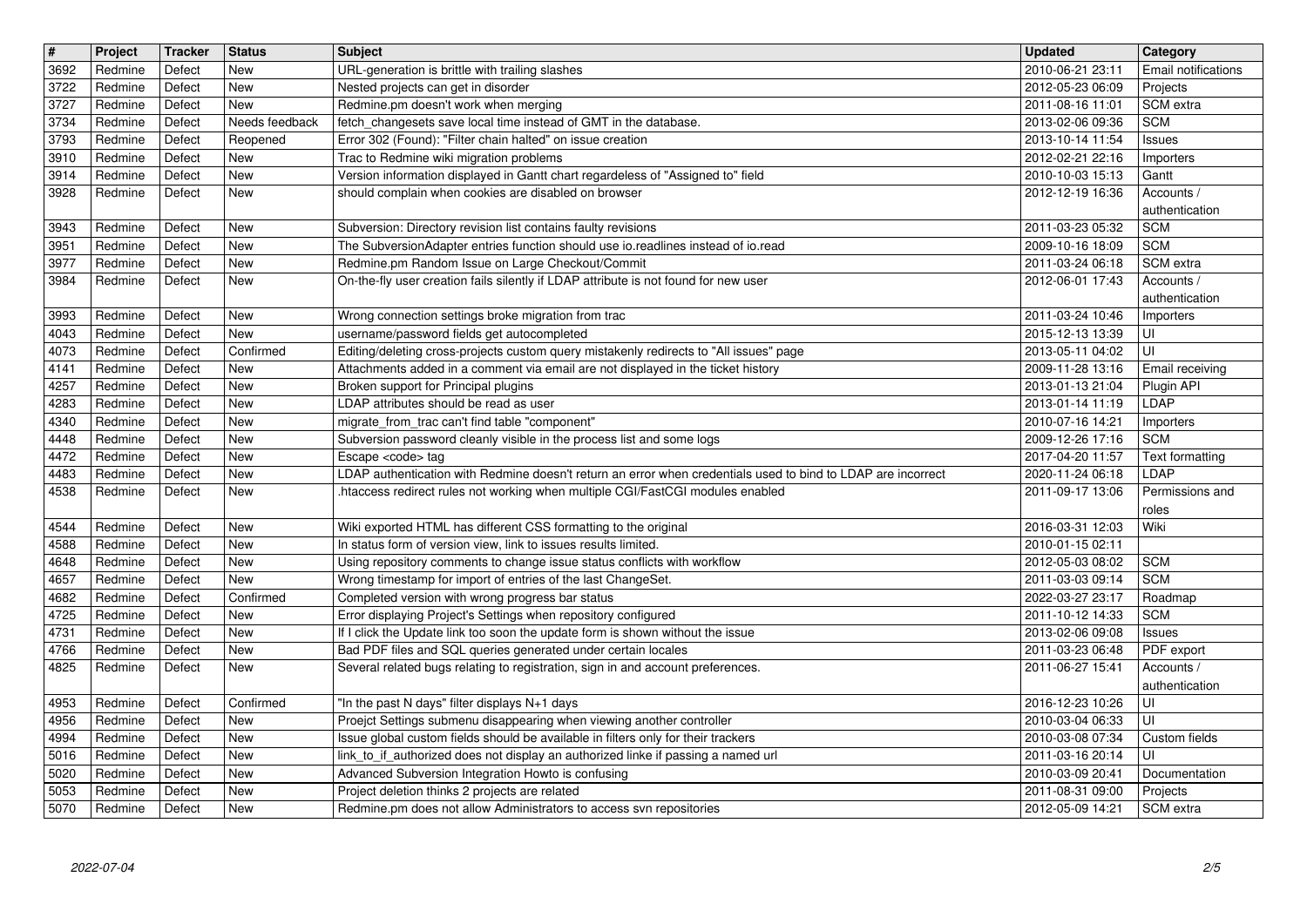| # | Project | Tracker | Status | Subject | Updated | Category |
| --- | --- | --- | --- | --- | --- | --- |
| 3692 | Redmine | Defect | New | URL-generation is brittle with trailing slashes | 2010-06-21 23:11 | Email notifications |
| 3722 | Redmine | Defect | New | Nested projects can get in disorder | 2012-05-23 06:09 | Projects |
| 3727 | Redmine | Defect | New | Redmine.pm doesn't work when merging | 2011-08-16 11:01 | SCM extra |
| 3734 | Redmine | Defect | Needs feedback | fetch_changesets save local time instead of GMT in the database. | 2013-02-06 09:36 | SCM |
| 3793 | Redmine | Defect | Reopened | Error 302 (Found): "Filter chain halted" on issue creation | 2013-10-14 11:54 | Issues |
| 3910 | Redmine | Defect | New | Trac to Redmine wiki migration problems | 2012-02-21 22:16 | Importers |
| 3914 | Redmine | Defect | New | Version information displayed in Gantt chart regardeless of "Assigned to" field | 2010-10-03 15:13 | Gantt |
| 3928 | Redmine | Defect | New | should complain when cookies are disabled on browser | 2012-12-19 16:36 | Accounts / authentication |
| 3943 | Redmine | Defect | New | Subversion: Directory revision list contains faulty revisions | 2011-03-23 05:32 | SCM |
| 3951 | Redmine | Defect | New | The SubversionAdapter entries function should use io.readlines instead of io.read | 2009-10-16 18:09 | SCM |
| 3977 | Redmine | Defect | New | Redmine.pm Random Issue on Large Checkout/Commit | 2011-03-24 06:18 | SCM extra |
| 3984 | Redmine | Defect | New | On-the-fly user creation fails silently if LDAP attribute is not found for new user | 2012-06-01 17:43 | Accounts / authentication |
| 3993 | Redmine | Defect | New | Wrong connection settings broke migration from trac | 2011-03-24 10:46 | Importers |
| 4043 | Redmine | Defect | New | username/password fields get autocompleted | 2015-12-13 13:39 | UI |
| 4073 | Redmine | Defect | Confirmed | Editing/deleting cross-projects custom query mistakenly redirects to "All issues" page | 2013-05-11 04:02 | UI |
| 4141 | Redmine | Defect | New | Attachments added in a comment via email are not displayed in the ticket history | 2009-11-28 13:16 | Email receiving |
| 4257 | Redmine | Defect | New | Broken support for Principal plugins | 2013-01-13 21:04 | Plugin API |
| 4283 | Redmine | Defect | New | LDAP attributes should be read as user | 2013-01-14 11:19 | LDAP |
| 4340 | Redmine | Defect | New | migrate_from_trac can't find table "component" | 2010-07-16 14:21 | Importers |
| 4448 | Redmine | Defect | New | Subversion password cleanly visible in the process list and some logs | 2009-12-26 17:16 | SCM |
| 4472 | Redmine | Defect | New | Escape <code> tag | 2017-04-20 11:57 | Text formatting |
| 4483 | Redmine | Defect | New | LDAP authentication with Redmine doesn't return an error when credentials used to bind to LDAP are incorrect | 2020-11-24 06:18 | LDAP |
| 4538 | Redmine | Defect | New | .htaccess redirect rules not working when multiple CGI/FastCGI modules enabled | 2011-09-17 13:06 | Permissions and roles |
| 4544 | Redmine | Defect | New | Wiki exported HTML has different CSS formatting to the original | 2016-03-31 12:03 | Wiki |
| 4588 | Redmine | Defect | New | In status form of version view, link to issues results limited. | 2010-01-15 02:11 | |
| 4648 | Redmine | Defect | New | Using repository comments to change issue status conflicts with workflow | 2012-05-03 08:02 | SCM |
| 4657 | Redmine | Defect | New | Wrong timestamp for import of entries of the last ChangeSet. | 2011-03-03 09:14 | SCM |
| 4682 | Redmine | Defect | Confirmed | Completed version with wrong progress bar status | 2022-03-27 23:17 | Roadmap |
| 4725 | Redmine | Defect | New | Error displaying Project's Settings when repository configured | 2011-10-12 14:33 | SCM |
| 4731 | Redmine | Defect | New | If I click the Update link too soon the update form is shown without the issue | 2013-02-06 09:08 | Issues |
| 4766 | Redmine | Defect | New | Bad PDF files and SQL queries generated under certain locales | 2011-03-23 06:48 | PDF export |
| 4825 | Redmine | Defect | New | Several related bugs relating to registration, sign in and account preferences. | 2011-06-27 15:41 | Accounts / authentication |
| 4953 | Redmine | Defect | Confirmed | "In the past N days" filter displays N+1 days | 2016-12-23 10:26 | UI |
| 4956 | Redmine | Defect | New | Proejct Settings submenu disappearing when viewing another controller | 2010-03-04 06:33 | UI |
| 4994 | Redmine | Defect | New | Issue global custom fields should be available in filters only for their trackers | 2010-03-08 07:34 | Custom fields |
| 5016 | Redmine | Defect | New | link_to_if_authorized does not display an authorized linke if passing a named url | 2011-03-16 20:14 | UI |
| 5020 | Redmine | Defect | New | Advanced Subversion Integration Howto is confusing | 2010-03-09 20:41 | Documentation |
| 5053 | Redmine | Defect | New | Project deletion thinks 2 projects are related | 2011-08-31 09:00 | Projects |
| 5070 | Redmine | Defect | New | Redmine.pm does not allow Administrators to access svn repositories | 2012-05-09 14:21 | SCM extra |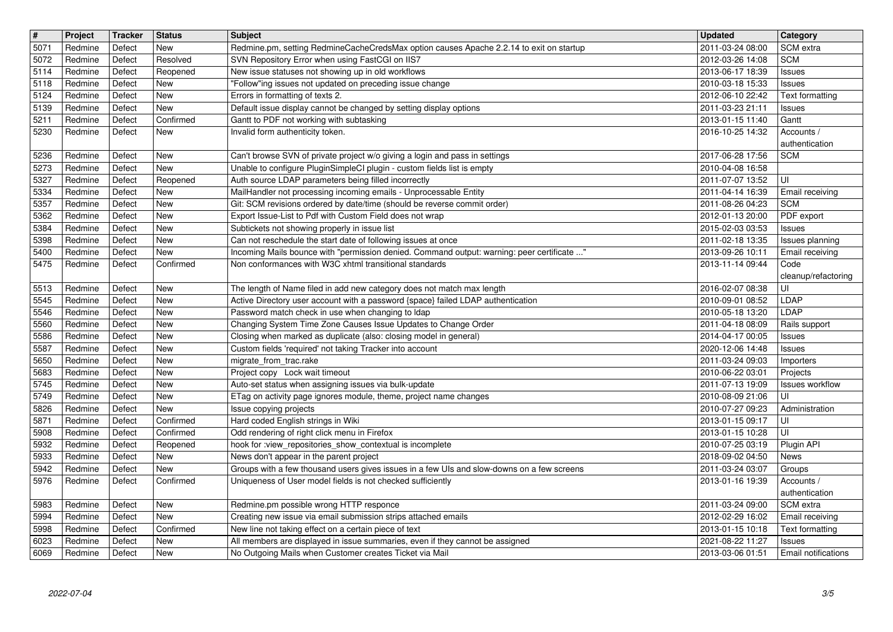| # | Project | Tracker | Status | Subject | Updated | Category |
| --- | --- | --- | --- | --- | --- | --- |
| 5071 | Redmine | Defect | New | Redmine.pm, setting RedmineCacheCredsMax option causes Apache 2.2.14 to exit on startup | 2011-03-24 08:00 | SCM extra |
| 5072 | Redmine | Defect | Resolved | SVN Repository Error when using FastCGI on IIS7 | 2012-03-26 14:08 | SCM |
| 5114 | Redmine | Defect | Reopened | New issue statuses not showing up in old workflows | 2013-06-17 18:39 | Issues |
| 5118 | Redmine | Defect | New | "Follow"ing issues not updated on preceding issue change | 2010-03-18 15:33 | Issues |
| 5124 | Redmine | Defect | New | Errors in formatting of texts 2. | 2012-06-10 22:42 | Text formatting |
| 5139 | Redmine | Defect | New | Default issue display cannot be changed by setting display options | 2011-03-23 21:11 | Issues |
| 5211 | Redmine | Defect | Confirmed | Gantt to PDF not working with subtasking | 2013-01-15 11:40 | Gantt |
| 5230 | Redmine | Defect | New | Invalid form authenticity token. | 2016-10-25 14:32 | Accounts / authentication |
| 5236 | Redmine | Defect | New | Can't browse SVN of private project w/o giving a login and pass in settings | 2017-06-28 17:56 | SCM |
| 5273 | Redmine | Defect | New | Unable to configure PluginSimpleCI plugin - custom fields list is empty | 2010-04-08 16:58 | |
| 5327 | Redmine | Defect | Reopened | Auth source LDAP parameters being filled incorrectly | 2011-07-07 13:52 | UI |
| 5334 | Redmine | Defect | New | MailHandler not processing incoming emails - Unprocessable Entity | 2011-04-14 16:39 | Email receiving |
| 5357 | Redmine | Defect | New | Git: SCM revisions ordered by date/time (should be reverse commit order) | 2011-08-26 04:23 | SCM |
| 5362 | Redmine | Defect | New | Export Issue-List to Pdf with Custom Field does not wrap | 2012-01-13 20:00 | PDF export |
| 5384 | Redmine | Defect | New | Subtickets not showing properly in issue list | 2015-02-03 03:53 | Issues |
| 5398 | Redmine | Defect | New | Can not reschedule the start date of following issues at once | 2011-02-18 13:35 | Issues planning |
| 5400 | Redmine | Defect | New | Incoming Mails bounce with "permission denied. Command output: warning: peer certificate ..." | 2013-09-26 10:11 | Email receiving |
| 5475 | Redmine | Defect | Confirmed | Non conformances with W3C xhtml transitional standards | 2013-11-14 09:44 | Code cleanup/refactoring |
| 5513 | Redmine | Defect | New | The length of Name filed in add new category does not match max length | 2016-02-07 08:38 | UI |
| 5545 | Redmine | Defect | New | Active Directory user account with a password {space} failed LDAP authentication | 2010-09-01 08:52 | LDAP |
| 5546 | Redmine | Defect | New | Password match check in use when changing to ldap | 2010-05-18 13:20 | LDAP |
| 5560 | Redmine | Defect | New | Changing System Time Zone Causes Issue Updates to Change Order | 2011-04-18 08:09 | Rails support |
| 5586 | Redmine | Defect | New | Closing when marked as duplicate (also: closing model in general) | 2014-04-17 00:05 | Issues |
| 5587 | Redmine | Defect | New | Custom fields 'required' not taking Tracker into account | 2020-12-06 14:48 | Issues |
| 5650 | Redmine | Defect | New | migrate_from_trac.rake | 2011-03-24 09:03 | Importers |
| 5683 | Redmine | Defect | New | Project copy Lock wait timeout | 2010-06-22 03:01 | Projects |
| 5745 | Redmine | Defect | New | Auto-set status when assigning issues via bulk-update | 2011-07-13 19:09 | Issues workflow |
| 5749 | Redmine | Defect | New | ETag on activity page ignores module, theme, project name changes | 2010-08-09 21:06 | UI |
| 5826 | Redmine | Defect | New | Issue copying projects | 2010-07-27 09:23 | Administration |
| 5871 | Redmine | Defect | Confirmed | Hard coded English strings in Wiki | 2013-01-15 09:17 | UI |
| 5908 | Redmine | Defect | Confirmed | Odd rendering of right click menu in Firefox | 2013-01-15 10:28 | UI |
| 5932 | Redmine | Defect | Reopened | hook for :view_repositories_show_contextual is incomplete | 2010-07-25 03:19 | Plugin API |
| 5933 | Redmine | Defect | New | News don't appear in the parent project | 2018-09-02 04:50 | News |
| 5942 | Redmine | Defect | New | Groups with a few thousand users gives issues in a few UIs and slow-downs on a few screens | 2011-03-24 03:07 | Groups |
| 5976 | Redmine | Defect | Confirmed | Uniqueness of User model fields is not checked sufficiently | 2013-01-16 19:39 | Accounts / authentication |
| 5983 | Redmine | Defect | New | Redmine.pm possible wrong HTTP responce | 2011-03-24 09:00 | SCM extra |
| 5994 | Redmine | Defect | New | Creating new issue via email submission strips attached emails | 2012-02-29 16:02 | Email receiving |
| 5998 | Redmine | Defect | Confirmed | New line not taking effect on a certain piece of text | 2013-01-15 10:18 | Text formatting |
| 6023 | Redmine | Defect | New | All members are displayed in issue summaries, even if they cannot be assigned | 2021-08-22 11:27 | Issues |
| 6069 | Redmine | Defect | New | No Outgoing Mails when Customer creates Ticket via Mail | 2013-03-06 01:51 | Email notifications |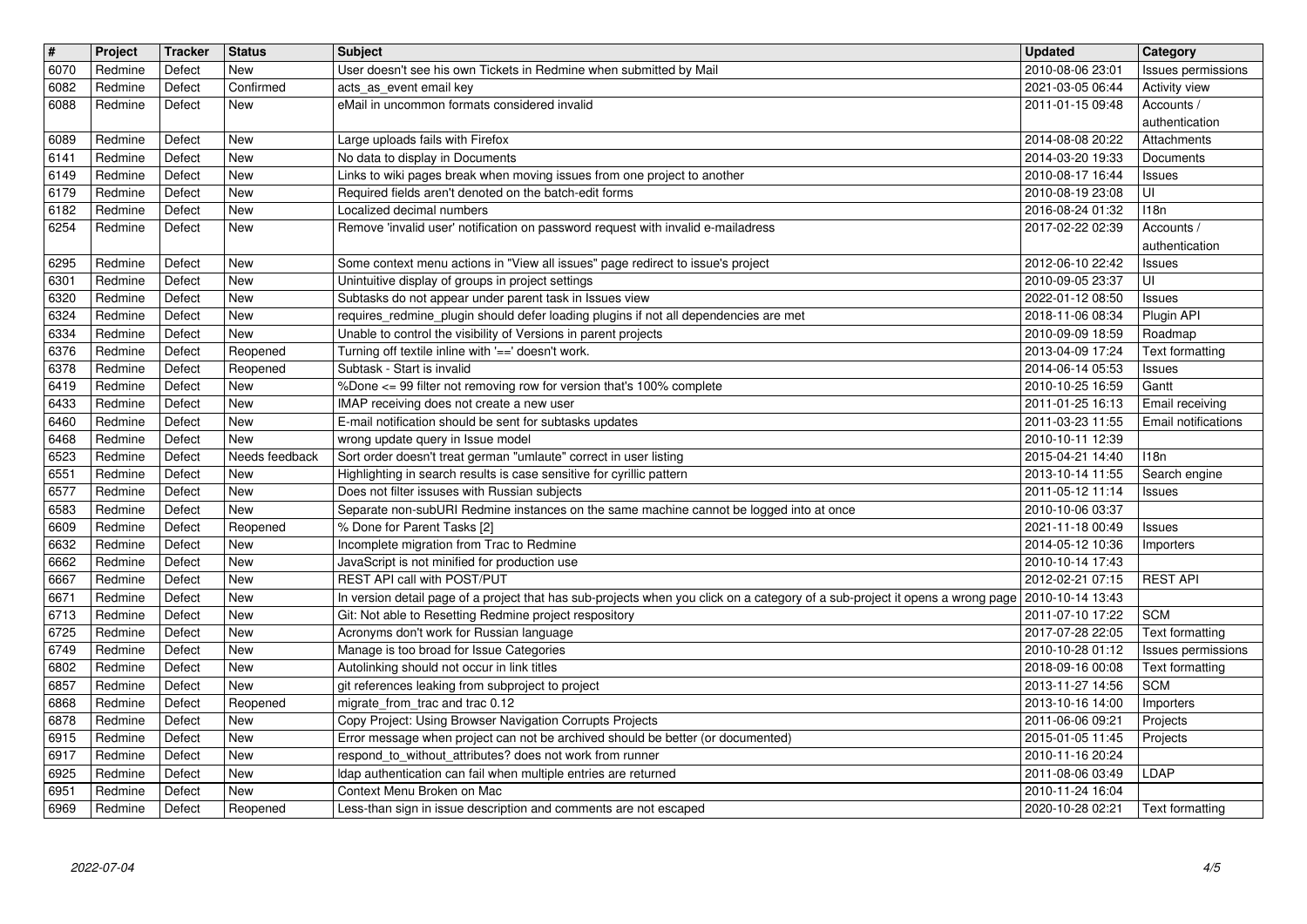| # | Project | Tracker | Status | Subject | Updated | Category |
| --- | --- | --- | --- | --- | --- | --- |
| 6070 | Redmine | Defect | New | User doesn't see his own Tickets in Redmine when submitted by Mail | 2010-08-06 23:01 | Issues permissions |
| 6082 | Redmine | Defect | Confirmed | acts_as_event email key | 2021-03-05 06:44 | Activity view |
| 6088 | Redmine | Defect | New | eMail in uncommon formats considered invalid | 2011-01-15 09:48 | Accounts / authentication |
| 6089 | Redmine | Defect | New | Large uploads fails with Firefox | 2014-08-08 20:22 | Attachments |
| 6141 | Redmine | Defect | New | No data to display in Documents | 2014-03-20 19:33 | Documents |
| 6149 | Redmine | Defect | New | Links to wiki pages break when moving issues from one project to another | 2010-08-17 16:44 | Issues |
| 6179 | Redmine | Defect | New | Required fields aren't denoted on the batch-edit forms | 2010-08-19 23:08 | UI |
| 6182 | Redmine | Defect | New | Localized decimal numbers | 2016-08-24 01:32 | I18n |
| 6254 | Redmine | Defect | New | Remove 'invalid user' notification on password request with invalid e-mailadress | 2017-02-22 02:39 | Accounts / authentication |
| 6295 | Redmine | Defect | New | Some context menu actions in "View all issues" page redirect to issue's project | 2012-06-10 22:42 | Issues |
| 6301 | Redmine | Defect | New | Unintuitive display of groups in project settings | 2010-09-05 23:37 | UI |
| 6320 | Redmine | Defect | New | Subtasks do not appear under parent task in Issues view | 2022-01-12 08:50 | Issues |
| 6324 | Redmine | Defect | New | requires_redmine_plugin should defer loading plugins if not all dependencies are met | 2018-11-06 08:34 | Plugin API |
| 6334 | Redmine | Defect | New | Unable to control the visibility of Versions in parent projects | 2010-09-09 18:59 | Roadmap |
| 6376 | Redmine | Defect | Reopened | Turning off textile inline with '==' doesn't work. | 2013-04-09 17:24 | Text formatting |
| 6378 | Redmine | Defect | Reopened | Subtask - Start is invalid | 2014-06-14 05:53 | Issues |
| 6419 | Redmine | Defect | New | %Done <= 99 filter not removing row for version that's 100% complete | 2010-10-25 16:59 | Gantt |
| 6433 | Redmine | Defect | New | IMAP receiving does not create a new user | 2011-01-25 16:13 | Email receiving |
| 6460 | Redmine | Defect | New | E-mail notification should be sent for subtasks updates | 2011-03-23 11:55 | Email notifications |
| 6468 | Redmine | Defect | New | wrong update query in Issue model | 2010-10-11 12:39 | |
| 6523 | Redmine | Defect | Needs feedback | Sort order doesn't treat german "umlaute" correct in user listing | 2015-04-21 14:40 | I18n |
| 6551 | Redmine | Defect | New | Highlighting in search results is case sensitive for cyrillic pattern | 2013-10-14 11:55 | Search engine |
| 6577 | Redmine | Defect | New | Does not filter issuses with Russian subjects | 2011-05-12 11:14 | Issues |
| 6583 | Redmine | Defect | New | Separate non-subURI Redmine instances on the same machine cannot be logged into at once | 2010-10-06 03:37 | |
| 6609 | Redmine | Defect | Reopened | % Done for Parent Tasks [2] | 2021-11-18 00:49 | Issues |
| 6632 | Redmine | Defect | New | Incomplete migration from Trac to Redmine | 2014-05-12 10:36 | Importers |
| 6662 | Redmine | Defect | New | JavaScript is not minified for production use | 2010-10-14 17:43 | |
| 6667 | Redmine | Defect | New | REST API call with POST/PUT | 2012-02-21 07:15 | REST API |
| 6671 | Redmine | Defect | New | In version detail page of a project that has sub-projects when you click on a category of a sub-project it opens a wrong page | 2010-10-14 13:43 | |
| 6713 | Redmine | Defect | New | Git: Not able to Resetting Redmine project respository | 2011-07-10 17:22 | SCM |
| 6725 | Redmine | Defect | New | Acronyms don't work for Russian language | 2017-07-28 22:05 | Text formatting |
| 6749 | Redmine | Defect | New | Manage is too broad for Issue Categories | 2010-10-28 01:12 | Issues permissions |
| 6802 | Redmine | Defect | New | Autolinking should not occur in link titles | 2018-09-16 00:08 | Text formatting |
| 6857 | Redmine | Defect | New | git references leaking from subproject to project | 2013-11-27 14:56 | SCM |
| 6868 | Redmine | Defect | Reopened | migrate_from_trac and trac 0.12 | 2013-10-16 14:00 | Importers |
| 6878 | Redmine | Defect | New | Copy Project: Using Browser Navigation Corrupts Projects | 2011-06-06 09:21 | Projects |
| 6915 | Redmine | Defect | New | Error message when project can not be archived should be better (or documented) | 2015-01-05 11:45 | Projects |
| 6917 | Redmine | Defect | New | respond_to_without_attributes? does not work from runner | 2010-11-16 20:24 | |
| 6925 | Redmine | Defect | New | ldap authentication can fail when multiple entries are returned | 2011-08-06 03:49 | LDAP |
| 6951 | Redmine | Defect | New | Context Menu Broken on Mac | 2010-11-24 16:04 | |
| 6969 | Redmine | Defect | Reopened | Less-than sign in issue description and comments are not escaped | 2020-10-28 02:21 | Text formatting |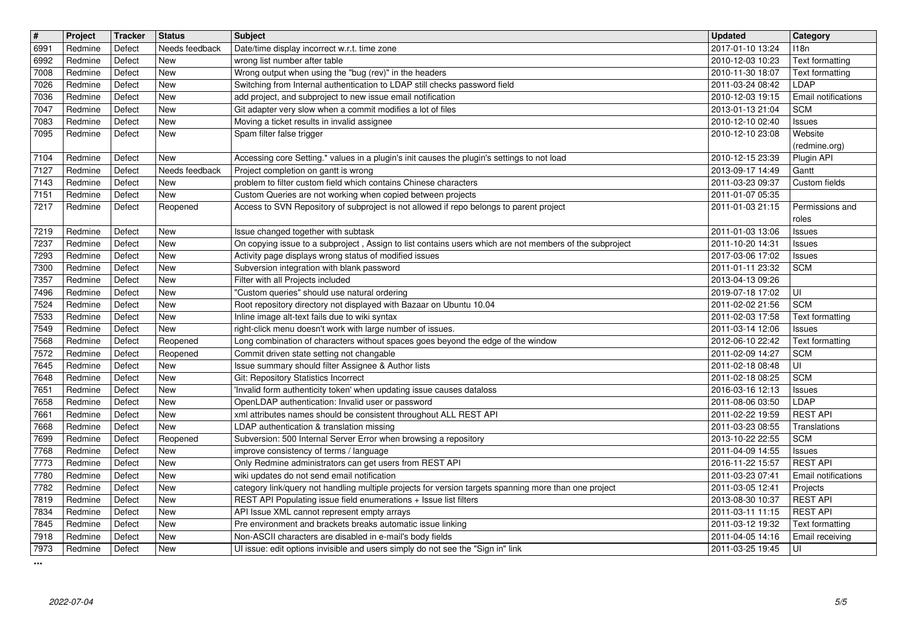| # | Project | Tracker | Status | Subject | Updated | Category |
|---|---|---|---|---|---|---|
| 6991 | Redmine | Defect | Needs feedback | Date/time display incorrect w.r.t. time zone | 2017-01-10 13:24 | I18n |
| 6992 | Redmine | Defect | New | wrong list number after table | 2010-12-03 10:23 | Text formatting |
| 7008 | Redmine | Defect | New | Wrong output when using the "bug (rev)" in the headers | 2010-11-30 18:07 | Text formatting |
| 7026 | Redmine | Defect | New | Switching from Internal authentication to LDAP still checks password field | 2011-03-24 08:42 | LDAP |
| 7036 | Redmine | Defect | New | add project, and subproject to new issue email notification | 2010-12-03 19:15 | Email notifications |
| 7047 | Redmine | Defect | New | Git adapter very slow when a commit modifies a lot of files | 2013-01-13 21:04 | SCM |
| 7083 | Redmine | Defect | New | Moving a ticket results in invalid assignee | 2010-12-10 02:40 | Issues |
| 7095 | Redmine | Defect | New | Spam filter false trigger | 2010-12-10 23:08 | Website (redmine.org) |
| 7104 | Redmine | Defect | New | Accessing core Setting.* values in a plugin's init causes the plugin's settings to not load | 2010-12-15 23:39 | Plugin API |
| 7127 | Redmine | Defect | Needs feedback | Project completion on gantt is wrong | 2013-09-17 14:49 | Gantt |
| 7143 | Redmine | Defect | New | problem to filter custom field which contains Chinese characters | 2011-03-23 09:37 | Custom fields |
| 7151 | Redmine | Defect | New | Custom Queries are not working when copied between projects | 2011-01-07 05:35 | |
| 7217 | Redmine | Defect | Reopened | Access to SVN Repository of subproject is not allowed if repo belongs to parent project | 2011-01-03 21:15 | Permissions and roles |
| 7219 | Redmine | Defect | New | Issue changed together with subtask | 2011-01-03 13:06 | Issues |
| 7237 | Redmine | Defect | New | On copying issue to a subproject , Assign to list contains users which are not members of the subproject | 2011-10-20 14:31 | Issues |
| 7293 | Redmine | Defect | New | Activity page displays wrong status of modified issues | 2017-03-06 17:02 | Issues |
| 7300 | Redmine | Defect | New | Subversion integration with blank password | 2011-01-11 23:32 | SCM |
| 7357 | Redmine | Defect | New | Filter with all Projects included | 2013-04-13 09:26 | |
| 7496 | Redmine | Defect | New | "Custom queries" should use natural ordering | 2019-07-18 17:02 | UI |
| 7524 | Redmine | Defect | New | Root repository directory not displayed with Bazaar on Ubuntu 10.04 | 2011-02-02 21:56 | SCM |
| 7533 | Redmine | Defect | New | Inline image alt-text fails due to wiki syntax | 2011-02-03 17:58 | Text formatting |
| 7549 | Redmine | Defect | New | right-click menu doesn't work with large number of issues. | 2011-03-14 12:06 | Issues |
| 7568 | Redmine | Defect | Reopened | Long combination of characters without spaces goes beyond the edge of the window | 2012-06-10 22:42 | Text formatting |
| 7572 | Redmine | Defect | Reopened | Commit driven state setting not changable | 2011-02-09 14:27 | SCM |
| 7645 | Redmine | Defect | New | Issue summary should filter Assignee & Author lists | 2011-02-18 08:48 | UI |
| 7648 | Redmine | Defect | New | Git: Repository Statistics Incorrect | 2011-02-18 08:25 | SCM |
| 7651 | Redmine | Defect | New | 'Invalid form authenticity token' when updating issue causes dataloss | 2016-03-16 12:13 | Issues |
| 7658 | Redmine | Defect | New | OpenLDAP authentication: Invalid user or password | 2011-08-06 03:50 | LDAP |
| 7661 | Redmine | Defect | New | xml attributes names should be consistent throughout ALL REST API | 2011-02-22 19:59 | REST API |
| 7668 | Redmine | Defect | New | LDAP authentication & translation missing | 2011-03-23 08:55 | Translations |
| 7699 | Redmine | Defect | Reopened | Subversion: 500 Internal Server Error when browsing a repository | 2013-10-22 22:55 | SCM |
| 7768 | Redmine | Defect | New | improve consistency of terms / language | 2011-04-09 14:55 | Issues |
| 7773 | Redmine | Defect | New | Only Redmine administrators can get users from REST API | 2016-11-22 15:57 | REST API |
| 7780 | Redmine | Defect | New | wiki updates do not send email notification | 2011-03-23 07:41 | Email notifications |
| 7782 | Redmine | Defect | New | category link/query not handling multiple projects for version targets spanning more than one project | 2011-03-05 12:41 | Projects |
| 7819 | Redmine | Defect | New | REST API Populating issue field enumerations + Issue list filters | 2013-08-30 10:37 | REST API |
| 7834 | Redmine | Defect | New | API Issue XML cannot represent empty arrays | 2011-03-11 11:15 | REST API |
| 7845 | Redmine | Defect | New | Pre environment and brackets breaks automatic issue linking | 2011-03-12 19:32 | Text formatting |
| 7918 | Redmine | Defect | New | Non-ASCII characters are disabled in e-mail's body fields | 2011-04-05 14:16 | Email receiving |
| 7973 | Redmine | Defect | New | UI issue: edit options invisible and users simply do not see the "Sign in" link | 2011-03-25 19:45 | UI |

...